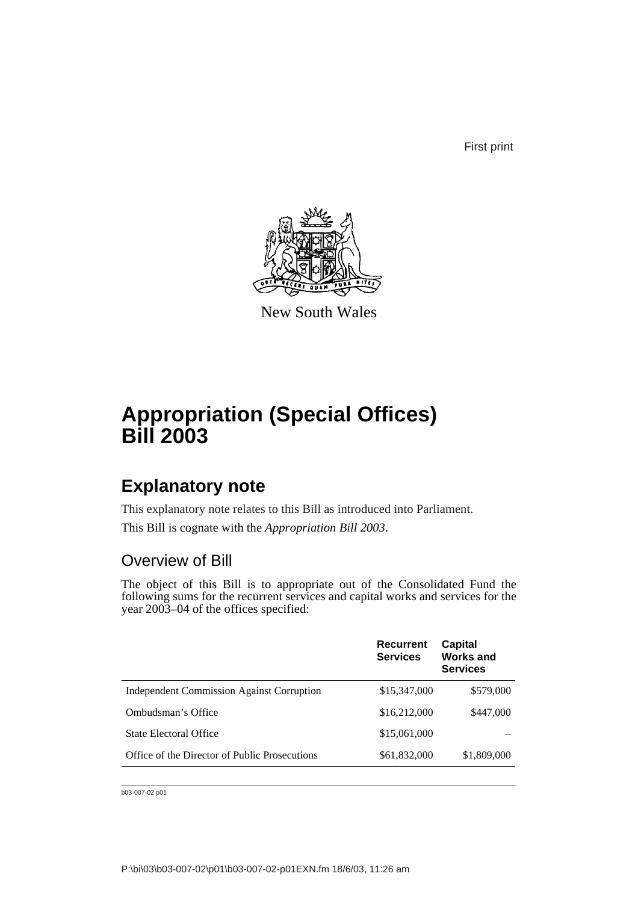First print

New South Wales

# Appropriation (Special Offices) Bill 2003

## Explanatory note

This explanatory note relates to this Bill as introduced into Parliament.

This Bill is cognate with the *Appropriation Bill 2003*.

### Overview of Bill

The object of this Bill is to appropriate out of the Consolidated Fund the following sums for the recurrent services and capital works and services for the year 2003–04 of the offices specified:

| | Recurrent Services | Capital Works and Services |
|---|---|---|
| Independent Commission Against Corruption | $15,347,000 | $579,000 |
| Ombudsman's Office | $16,212,000 | $447,000 |
| State Electoral Office | $15,061,000 | – |
| Office of the Director of Public Prosecutions | $61,832,000 | $1,809,000 |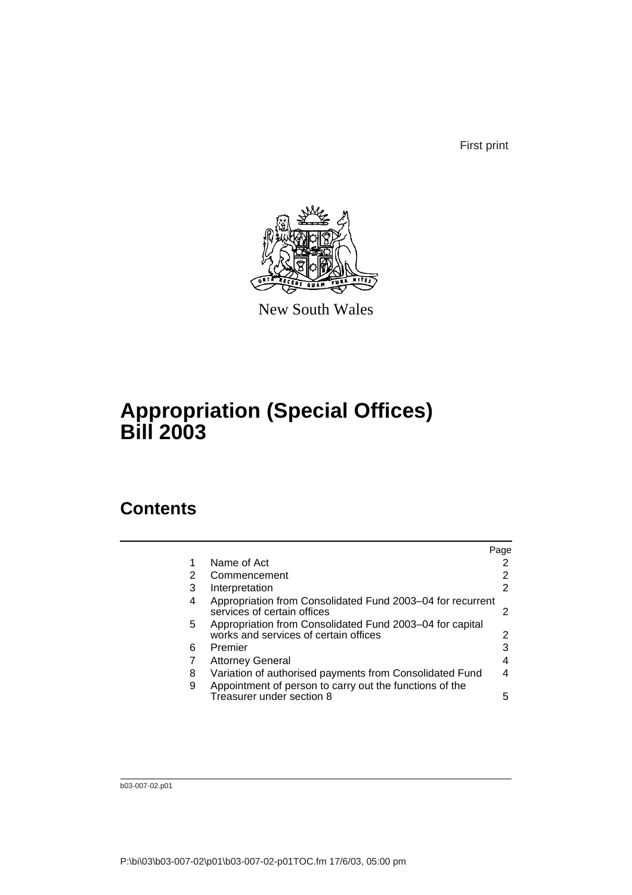First print

New South Wales

# Appropriation (Special Offices) Bill 2003

## Contents

| | | Page |
|---|---|---|
| 1 | Name of Act | 2 |
| 2 | Commencement | 2 |
| 3 | Interpretation | 2 |
| 4 | Appropriation from Consolidated Fund 2003–04 for recurrent services of certain offices | 2 |
| 5 | Appropriation from Consolidated Fund 2003–04 for capital works and services of certain offices | 2 |
| 6 | Premier | 3 |
| 7 | Attorney General | 4 |
| 8 | Variation of authorised payments from Consolidated Fund | 4 |
| 9 | Appointment of person to carry out the functions of the Treasurer under section 8 | 5 |

b03-007-02.p01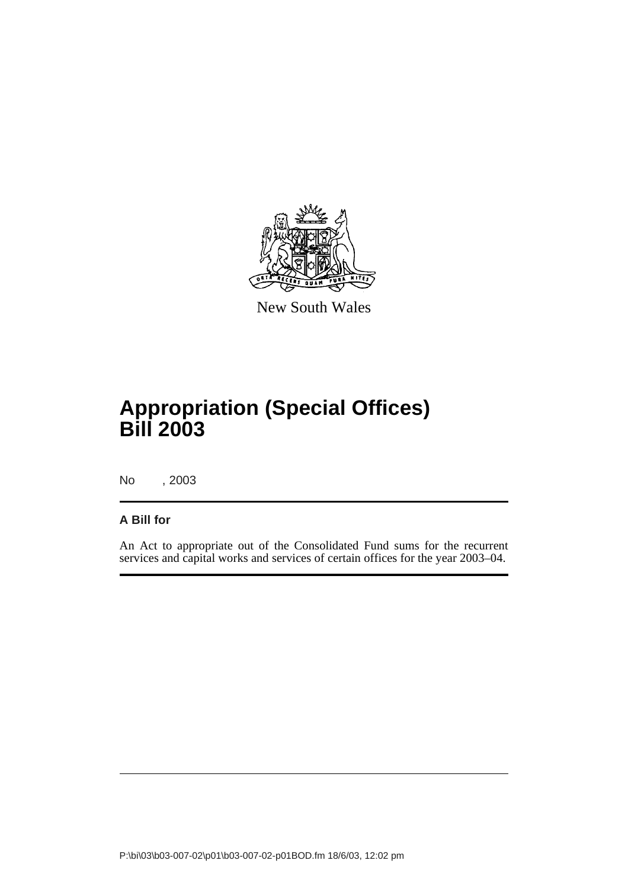New South Wales

# Appropriation (Special Offices) Bill 2003

No      , 2003

**A Bill for**

An Act to appropriate out of the Consolidated Fund sums for the recurrent services and capital works and services of certain offices for the year 2003–04.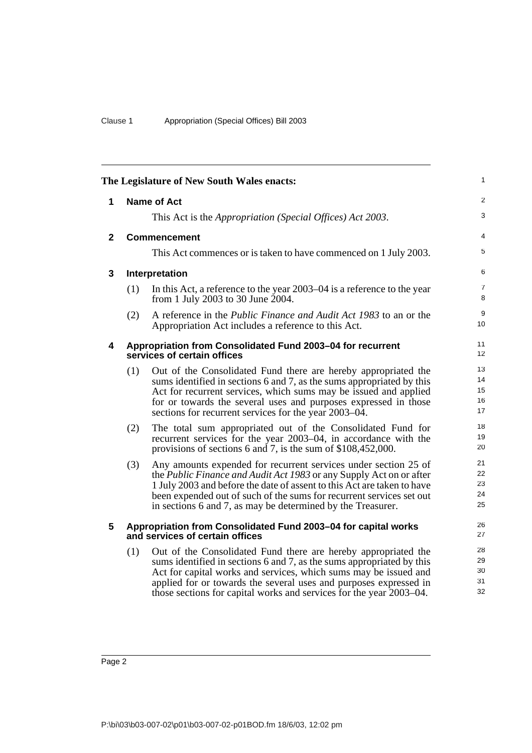The Legislature of New South Wales enacts:

## 1 Name of Act

This Act is the *Appropriation (Special Offices) Act 2003*.

## 2 Commencement

This Act commences or is taken to have commenced on 1 July 2003.

## 3 Interpretation

(1) In this Act, a reference to the year 2003–04 is a reference to the year from 1 July 2003 to 30 June 2004.

(2) A reference in the *Public Finance and Audit Act 1983* to an or the Appropriation Act includes a reference to this Act.

## 4 Appropriation from Consolidated Fund 2003–04 for recurrent services of certain offices

(1) Out of the Consolidated Fund there are hereby appropriated the sums identified in sections 6 and 7, as the sums appropriated by this Act for recurrent services, which sums may be issued and applied for or towards the several uses and purposes expressed in those sections for recurrent services for the year 2003–04.

(2) The total sum appropriated out of the Consolidated Fund for recurrent services for the year 2003–04, in accordance with the provisions of sections 6 and 7, is the sum of $108,452,000.

(3) Any amounts expended for recurrent services under section 25 of the *Public Finance and Audit Act 1983* or any Supply Act on or after 1 July 2003 and before the date of assent to this Act are taken to have been expended out of such of the sums for recurrent services set out in sections 6 and 7, as may be determined by the Treasurer.

## 5 Appropriation from Consolidated Fund 2003–04 for capital works and services of certain offices

(1) Out of the Consolidated Fund there are hereby appropriated the sums identified in sections 6 and 7, as the sums appropriated by this Act for capital works and services, which sums may be issued and applied for or towards the several uses and purposes expressed in those sections for capital works and services for the year 2003–04.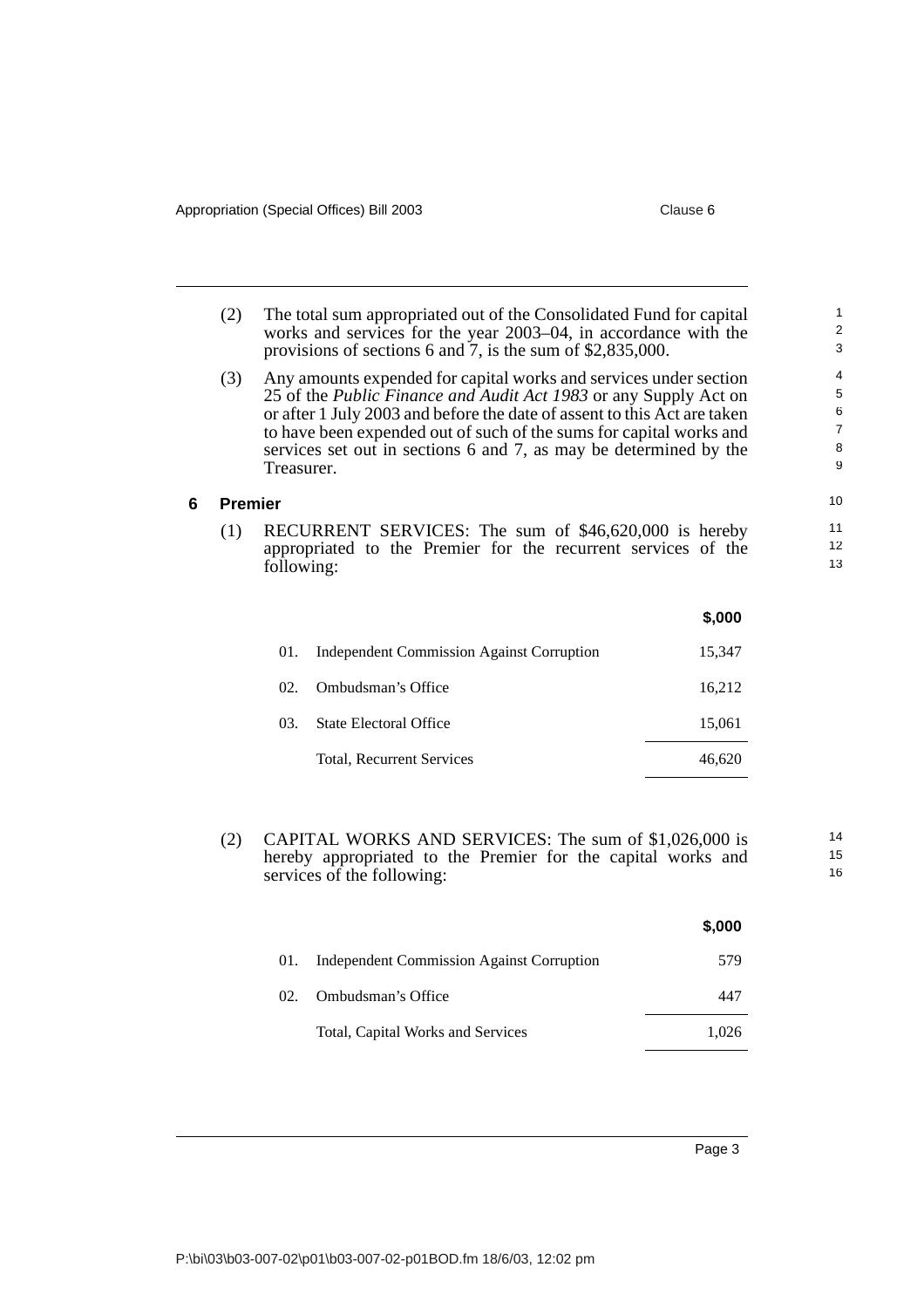(2) The total sum appropriated out of the Consolidated Fund for capital works and services for the year 2003–04, in accordance with the provisions of sections 6 and 7, is the sum of $2,835,000.

(3) Any amounts expended for capital works and services under section 25 of the *Public Finance and Audit Act 1983* or any Supply Act on or after 1 July 2003 and before the date of assent to this Act are taken to have been expended out of such of the sums for capital works and services set out in sections 6 and 7, as may be determined by the Treasurer.

## 6 Premier

(1) RECURRENT SERVICES: The sum of $46,620,000 is hereby appropriated to the Premier for the recurrent services of the following:

| | | $,000 |
|---|---|---|
| 01. | Independent Commission Against Corruption | 15,347 |
| 02. | Ombudsman's Office | 16,212 |
| 03. | State Electoral Office | 15,061 |
| | Total, Recurrent Services | 46,620 |

(2) CAPITAL WORKS AND SERVICES: The sum of $1,026,000 is hereby appropriated to the Premier for the capital works and services of the following:

| | | $,000 |
|---|---|---|
| 01. | Independent Commission Against Corruption | 579 |
| 02. | Ombudsman's Office | 447 |
| | Total, Capital Works and Services | 1,026 |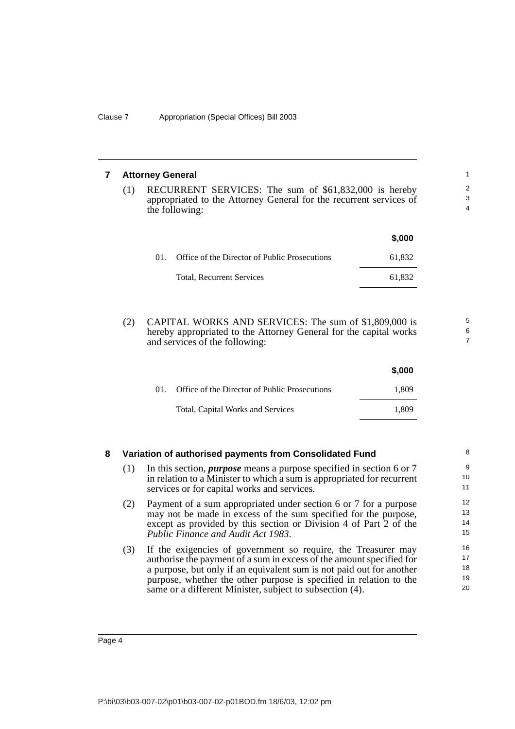## 7 Attorney General

(1) RECURRENT SERVICES: The sum of $61,832,000 is hereby appropriated to the Attorney General for the recurrent services of the following:

| | | $,000 |
|---|---|---|
| 01. | Office of the Director of Public Prosecutions | 61,832 |
| | Total, Recurrent Services | 61,832 |

(2) CAPITAL WORKS AND SERVICES: The sum of $1,809,000 is hereby appropriated to the Attorney General for the capital works and services of the following:

| | | $,000 |
|---|---|---|
| 01. | Office of the Director of Public Prosecutions | 1,809 |
| | Total, Capital Works and Services | 1,809 |

## 8 Variation of authorised payments from Consolidated Fund

(1) In this section, ***purpose*** means a purpose specified in section 6 or 7 in relation to a Minister to which a sum is appropriated for recurrent services or for capital works and services.

(2) Payment of a sum appropriated under section 6 or 7 for a purpose may not be made in excess of the sum specified for the purpose, except as provided by this section or Division 4 of Part 2 of the *Public Finance and Audit Act 1983*.

(3) If the exigencies of government so require, the Treasurer may authorise the payment of a sum in excess of the amount specified for a purpose, but only if an equivalent sum is not paid out for another purpose, whether the other purpose is specified in relation to the same or a different Minister, subject to subsection (4).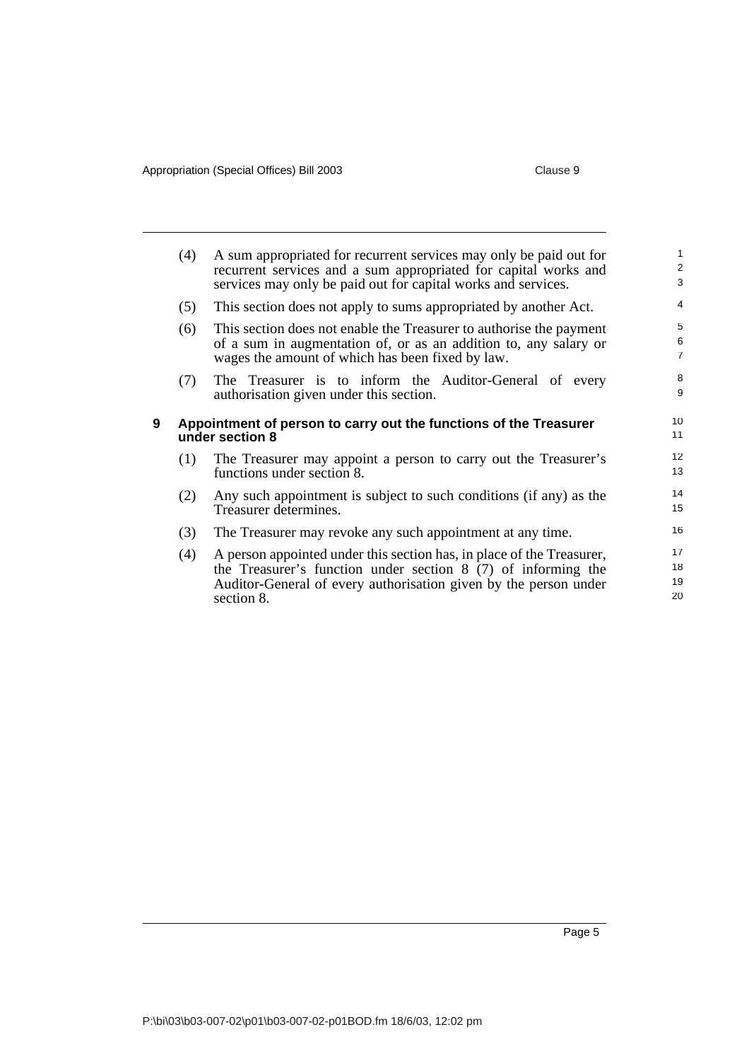(4) A sum appropriated for recurrent services may only be paid out for recurrent services and a sum appropriated for capital works and services may only be paid out for capital works and services.

(5) This section does not apply to sums appropriated by another Act.

(6) This section does not enable the Treasurer to authorise the payment of a sum in augmentation of, or as an addition to, any salary or wages the amount of which has been fixed by law.

(7) The Treasurer is to inform the Auditor-General of every authorisation given under this section.

### 9 Appointment of person to carry out the functions of the Treasurer under section 8

(1) The Treasurer may appoint a person to carry out the Treasurer's functions under section 8.

(2) Any such appointment is subject to such conditions (if any) as the Treasurer determines.

(3) The Treasurer may revoke any such appointment at any time.

(4) A person appointed under this section has, in place of the Treasurer, the Treasurer's function under section 8 (7) of informing the Auditor-General of every authorisation given by the person under section 8.